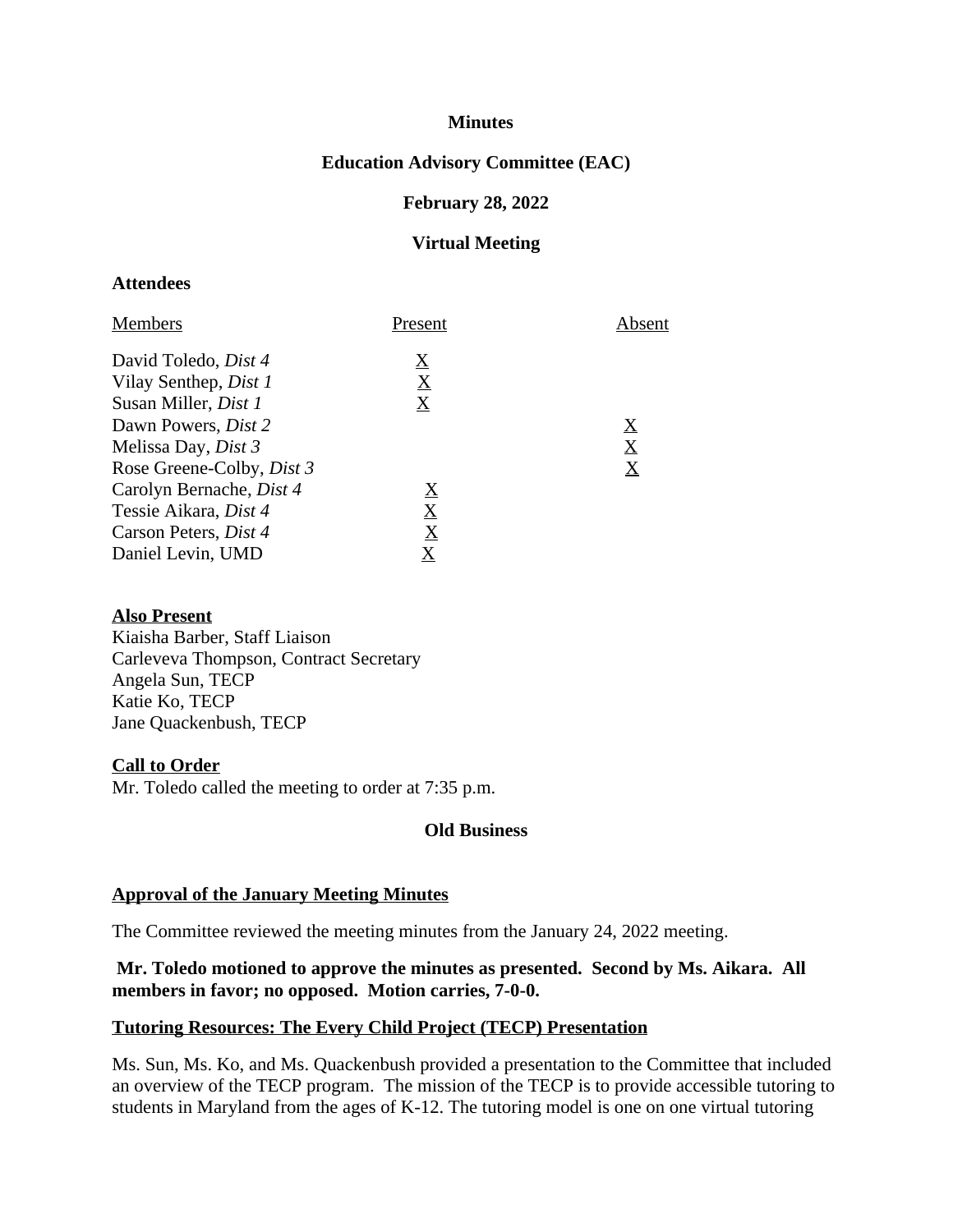**Minutes**

**Education Advisory Committee (EAC)**

**February 28, 2022**

**Virtual Meeting**

**Attendees**

| Members | Present | Absent |
|---|---|---|
| David Toledo, *Dist 4* | X | |
| Vilay Senthep, *Dist 1* | X | |
| Susan Miller, *Dist 1* | X | |
| Dawn Powers, *Dist 2* | | X |
| Melissa Day, *Dist 3* | | X |
| Rose Greene-Colby, *Dist 3* | | X |
| Carolyn Bernache, *Dist 4* | X | |
| Tessie Aikara, *Dist 4* | X | |
| Carson Peters, *Dist 4* | X | |
| Daniel Levin, UMD | X | |

**Also Present**

Kiaisha Barber, Staff Liaison
Carleveva Thompson, Contract Secretary
Angela Sun, TECP
Katie Ko, TECP
Jane Quackenbush, TECP

**Call to Order**

Mr. Toledo called the meeting to order at 7:35 p.m.

**Old Business**

**Approval of the January Meeting Minutes**

The Committee reviewed the meeting minutes from the January 24, 2022 meeting.

**Mr. Toledo motioned to approve the minutes as presented. Second by Ms. Aikara. All members in favor; no opposed. Motion carries, 7-0-0.**

**Tutoring Resources: The Every Child Project (TECP) Presentation**

Ms. Sun, Ms. Ko, and Ms. Quackenbush provided a presentation to the Committee that included an overview of the TECP program. The mission of the TECP is to provide accessible tutoring to students in Maryland from the ages of K-12. The tutoring model is one on one virtual tutoring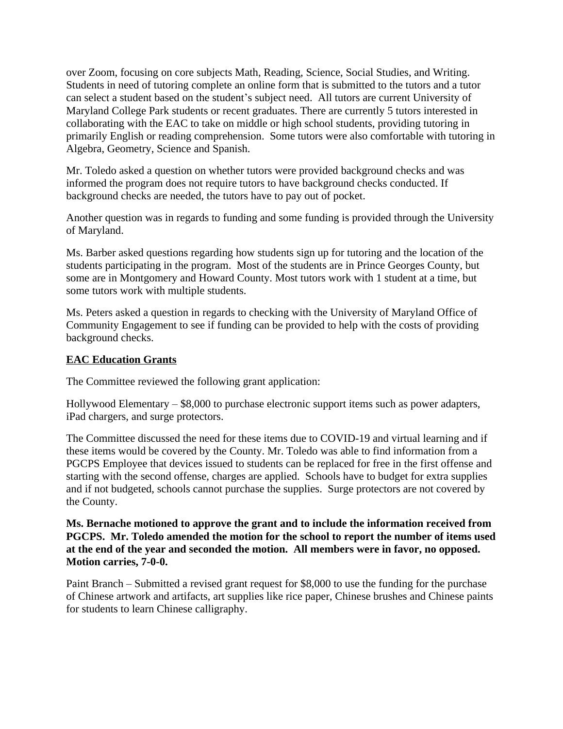over Zoom, focusing on core subjects Math, Reading, Science, Social Studies, and Writing. Students in need of tutoring complete an online form that is submitted to the tutors and a tutor can select a student based on the student's subject need. All tutors are current University of Maryland College Park students or recent graduates. There are currently 5 tutors interested in collaborating with the EAC to take on middle or high school students, providing tutoring in primarily English or reading comprehension. Some tutors were also comfortable with tutoring in Algebra, Geometry, Science and Spanish.

Mr. Toledo asked a question on whether tutors were provided background checks and was informed the program does not require tutors to have background checks conducted. If background checks are needed, the tutors have to pay out of pocket.

Another question was in regards to funding and some funding is provided through the University of Maryland.

Ms. Barber asked questions regarding how students sign up for tutoring and the location of the students participating in the program. Most of the students are in Prince Georges County, but some are in Montgomery and Howard County. Most tutors work with 1 student at a time, but some tutors work with multiple students.

Ms. Peters asked a question in regards to checking with the University of Maryland Office of Community Engagement to see if funding can be provided to help with the costs of providing background checks.

**EAC Education Grants**

The Committee reviewed the following grant application:

Hollywood Elementary – $8,000 to purchase electronic support items such as power adapters, iPad chargers, and surge protectors.

The Committee discussed the need for these items due to COVID-19 and virtual learning and if these items would be covered by the County. Mr. Toledo was able to find information from a PGCPS Employee that devices issued to students can be replaced for free in the first offense and starting with the second offense, charges are applied. Schools have to budget for extra supplies and if not budgeted, schools cannot purchase the supplies. Surge protectors are not covered by the County.

**Ms. Bernache motioned to approve the grant and to include the information received from PGCPS. Mr. Toledo amended the motion for the school to report the number of items used at the end of the year and seconded the motion. All members were in favor, no opposed. Motion carries, 7-0-0.**

Paint Branch – Submitted a revised grant request for $8,000 to use the funding for the purchase of Chinese artwork and artifacts, art supplies like rice paper, Chinese brushes and Chinese paints for students to learn Chinese calligraphy.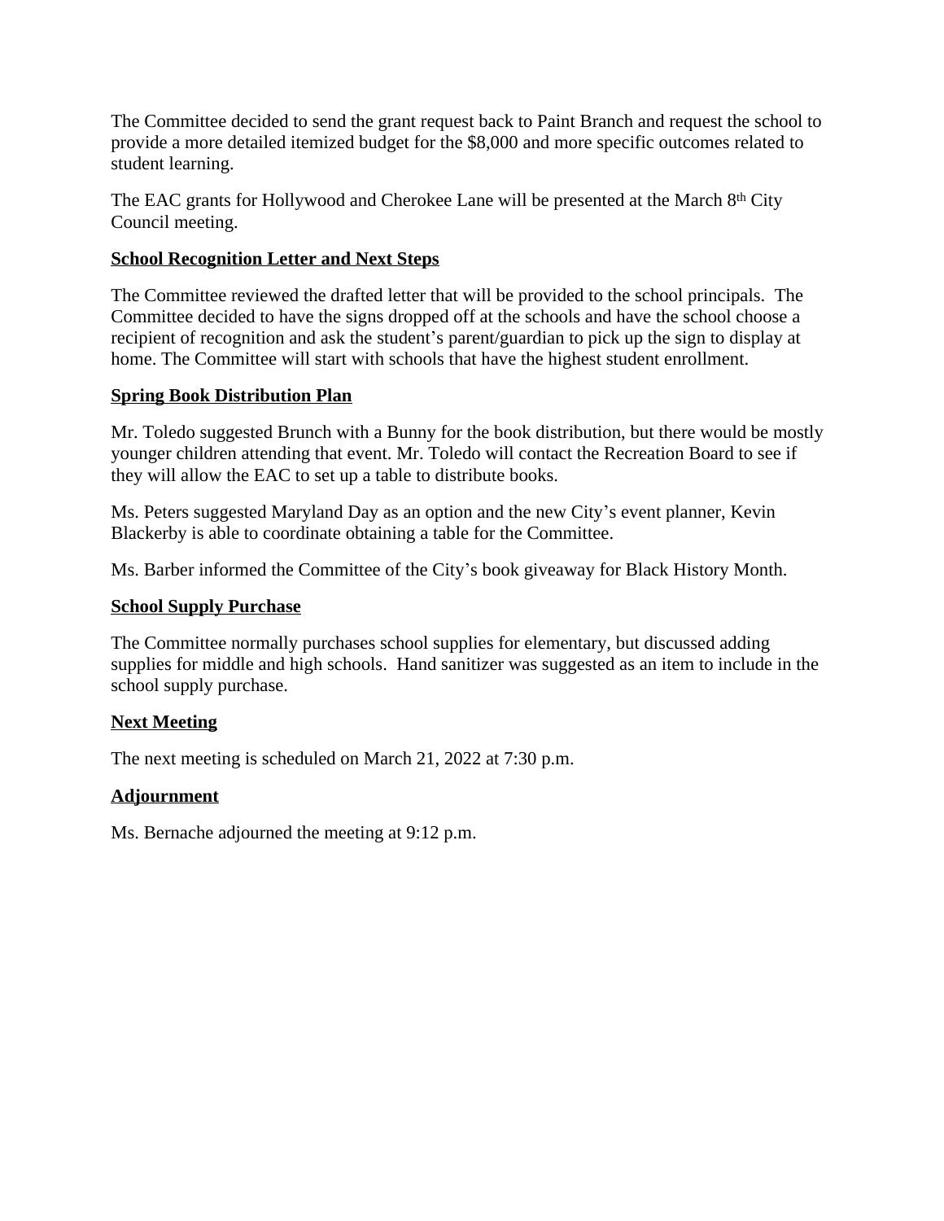The Committee decided to send the grant request back to Paint Branch and request the school to provide a more detailed itemized budget for the $8,000 and more specific outcomes related to student learning.

The EAC grants for Hollywood and Cherokee Lane will be presented at the March 8th City Council meeting.

**School Recognition Letter and Next Steps**

The Committee reviewed the drafted letter that will be provided to the school principals. The Committee decided to have the signs dropped off at the schools and have the school choose a recipient of recognition and ask the student's parent/guardian to pick up the sign to display at home. The Committee will start with schools that have the highest student enrollment.

**Spring Book Distribution Plan**

Mr. Toledo suggested Brunch with a Bunny for the book distribution, but there would be mostly younger children attending that event. Mr. Toledo will contact the Recreation Board to see if they will allow the EAC to set up a table to distribute books.

Ms. Peters suggested Maryland Day as an option and the new City's event planner, Kevin Blackerby is able to coordinate obtaining a table for the Committee.

Ms. Barber informed the Committee of the City's book giveaway for Black History Month.

**School Supply Purchase**

The Committee normally purchases school supplies for elementary, but discussed adding supplies for middle and high schools. Hand sanitizer was suggested as an item to include in the school supply purchase.

**Next Meeting**

The next meeting is scheduled on March 21, 2022 at 7:30 p.m.

**Adjournment**

Ms. Bernache adjourned the meeting at 9:12 p.m.